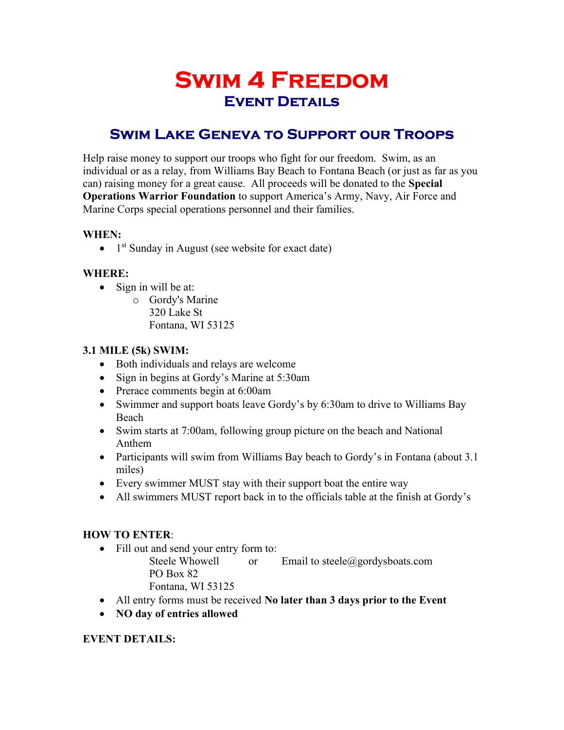# Swim 4 Freedom

## Event Details

## Swim Lake Geneva to Support our Troops

Help raise money to support our troops who fight for our freedom. Swim, as an individual or as a relay, from Williams Bay Beach to Fontana Beach (or just as far as you can) raising money for a great cause. All proceeds will be donated to the **Special Operations Warrior Foundation** to support America's Army, Navy, Air Force and Marine Corps special operations personnel and their families.

**WHEN:**

- 1st Sunday in August (see website for exact date)

**WHERE:**

- Sign in will be at:
  - Gordy's Marine
    320 Lake St
    Fontana, WI 53125

**3.1 MILE (5k) SWIM:**

- Both individuals and relays are welcome
- Sign in begins at Gordy's Marine at 5:30am
- Prerace comments begin at 6:00am
- Swimmer and support boats leave Gordy's by 6:30am to drive to Williams Bay Beach
- Swim starts at 7:00am, following group picture on the beach and National Anthem
- Participants will swim from Williams Bay beach to Gordy's in Fontana (about 3.1 miles)
- Every swimmer MUST stay with their support boat the entire way
- All swimmers MUST report back in to the officials table at the finish at Gordy's

**HOW TO ENTER**:

- Fill out and send your entry form to:
  Steele Whowell or Email to steele@gordysboats.com
  PO Box 82
  Fontana, WI 53125
- All entry forms must be received **No later than 3 days prior to the Event**
- **NO day of entries allowed**

**EVENT DETAILS:**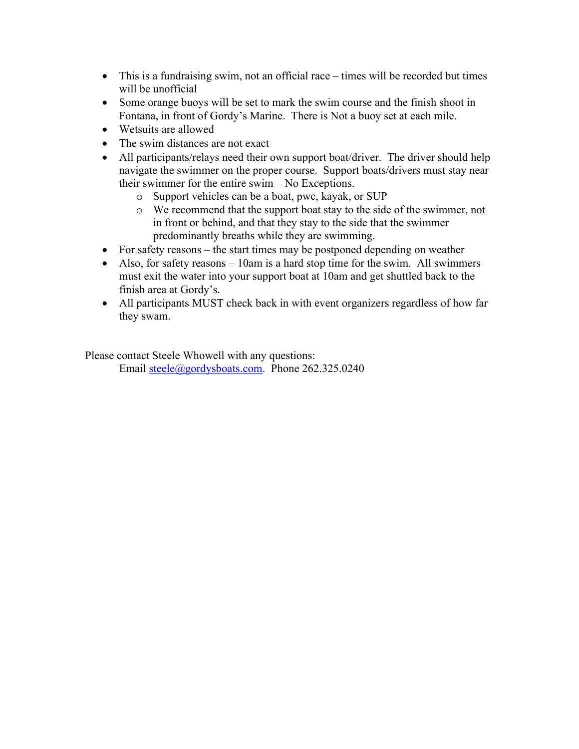- This is a fundraising swim, not an official race – times will be recorded but times will be unofficial
- Some orange buoys will be set to mark the swim course and the finish shoot in Fontana, in front of Gordy's Marine. There is Not a buoy set at each mile.
- Wetsuits are allowed
- The swim distances are not exact
- All participants/relays need their own support boat/driver. The driver should help navigate the swimmer on the proper course. Support boats/drivers must stay near their swimmer for the entire swim – No Exceptions.
  - Support vehicles can be a boat, pwc, kayak, or SUP
  - We recommend that the support boat stay to the side of the swimmer, not in front or behind, and that they stay to the side that the swimmer predominantly breaths while they are swimming.
- For safety reasons – the start times may be postponed depending on weather
- Also, for safety reasons – 10am is a hard stop time for the swim. All swimmers must exit the water into your support boat at 10am and get shuttled back to the finish area at Gordy's.
- All participants MUST check back in with event organizers regardless of how far they swam.

Please contact Steele Whowell with any questions:

Email steele@gordysboats.com. Phone 262.325.0240